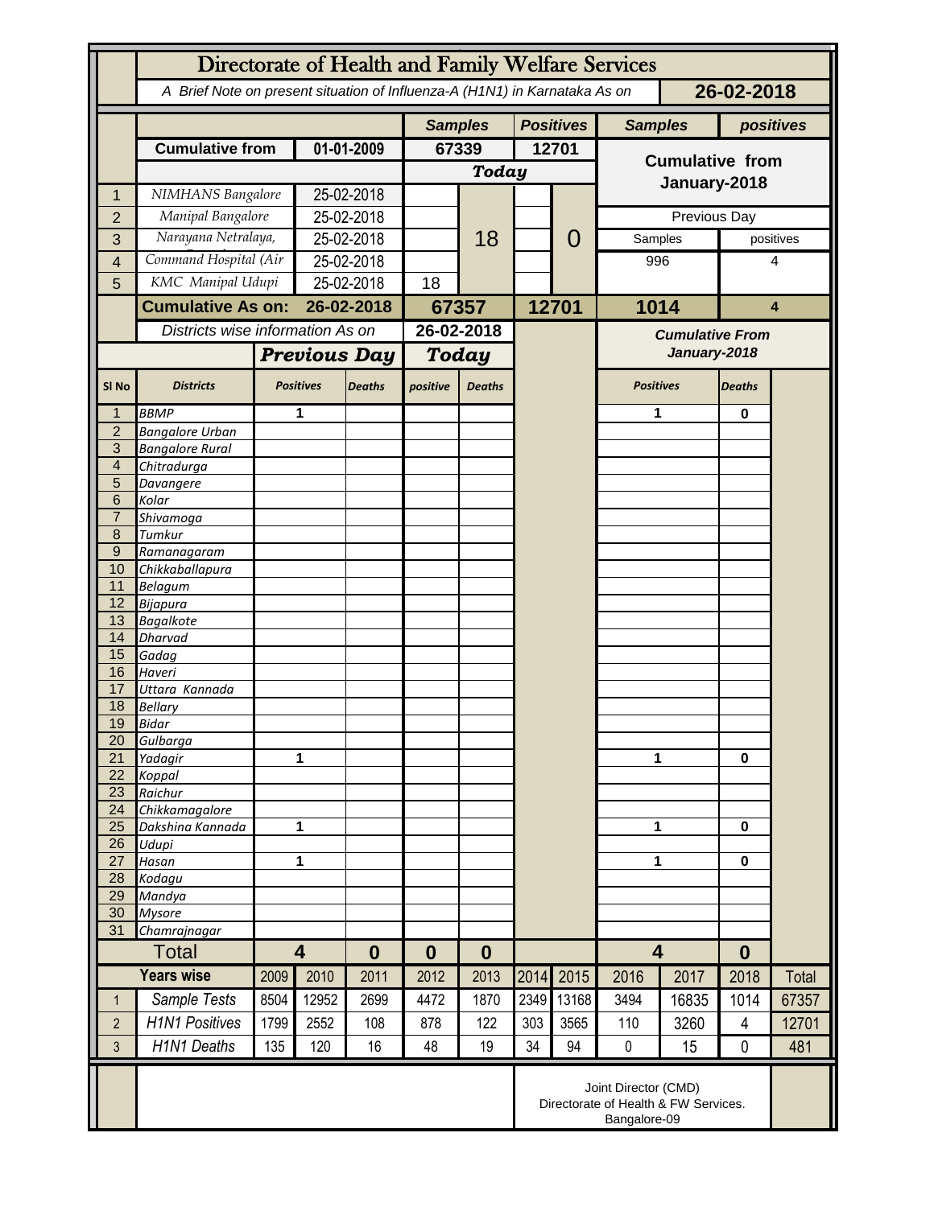# Directorate of Health and Family Welfare Services

*A Brief Note on present situation of Influenza-A (H1N1) in Karnataka As on* **26-02-2018**

| | | | Samples | | Positives | | Samples | positives |
|---|---|---|---|---|---|---|---|---|
| | **Cumulative from** | **01-01-2009** | **67339** | | **12701** | | **Cumulative from January-2018** | |
| | | | ***Today*** | | | | | |
| 1 | NIMHANS Bangalore | 25-02-2018 | | 18 | | 0 | | |
| 2 | Manipal Bangalore | 25-02-2018 | | | | | Previous Day | |
| 3 | Narayana Netralaya, | 25-02-2018 | | | | | Samples | positives |
| 4 | Command Hospital (Air | 25-02-2018 | | | | | 996 | 4 |
| 5 | KMC Manipal Udupi | 25-02-2018 | 18 | | | | | |
| | **Cumulative As on:** | **26-02-2018** | **67357** | | **12701** | | **1014** | **4** |

| Sl No | Districts | Previous Day Positives | Previous Day Deaths | Today positive | Today Deaths | Cumulative From January-2018 Positives | Cumulative From January-2018 Deaths |
|---|---|---|---|---|---|---|---|
| | *Districts wise information As on* | | | **26-02-2018** | | | |
| 1 | BBMP | 1 | | | | 1 | 0 |
| 2 | Bangalore Urban | | | | | | |
| 3 | Bangalore Rural | | | | | | |
| 4 | Chitradurga | | | | | | |
| 5 | Davangere | | | | | | |
| 6 | Kolar | | | | | | |
| 7 | Shivamoga | | | | | | |
| 8 | Tumkur | | | | | | |
| 9 | Ramanagaram | | | | | | |
| 10 | Chikkaballapura | | | | | | |
| 11 | Belagum | | | | | | |
| 12 | Bijapura | | | | | | |
| 13 | Bagalkote | | | | | | |
| 14 | Dharvad | | | | | | |
| 15 | Gadag | | | | | | |
| 16 | Haveri | | | | | | |
| 17 | Uttara Kannada | | | | | | |
| 18 | Bellary | | | | | | |
| 19 | Bidar | | | | | | |
| 20 | Gulbarga | | | | | | |
| 21 | Yadagir | 1 | | | | 1 | 0 |
| 22 | Koppal | | | | | | |
| 23 | Raichur | | | | | | |
| 24 | Chikkamagalore | | | | | | |
| 25 | Dakshina Kannada | 1 | | | | 1 | 0 |
| 26 | Udupi | | | | | | |
| 27 | Hasan | 1 | | | | 1 | 0 |
| 28 | Kodagu | | | | | | |
| 29 | Mandya | | | | | | |
| 30 | Mysore | | | | | | |
| 31 | Chamrajnagar | | | | | | |
| | **Total** | **4** | **0** | **0** | **0** | **4** | **0** |

| | Years wise | 2009 | 2010 | 2011 | 2012 | 2013 | 2014 | 2015 | 2016 | 2017 | 2018 | Total |
|---|---|---|---|---|---|---|---|---|---|---|---|---|
| 1 | Sample Tests | 8504 | 12952 | 2699 | 4472 | 1870 | 2349 | 13168 | 3494 | 16835 | 1014 | 67357 |
| 2 | H1N1 Positives | 1799 | 2552 | 108 | 878 | 122 | 303 | 3565 | 110 | 3260 | 4 | 12701 |
| 3 | H1N1 Deaths | 135 | 120 | 16 | 48 | 19 | 34 | 94 | 0 | 15 | 0 | 481 |

Joint Director (CMD)
Directorate of Health & FW Services.
Bangalore-09